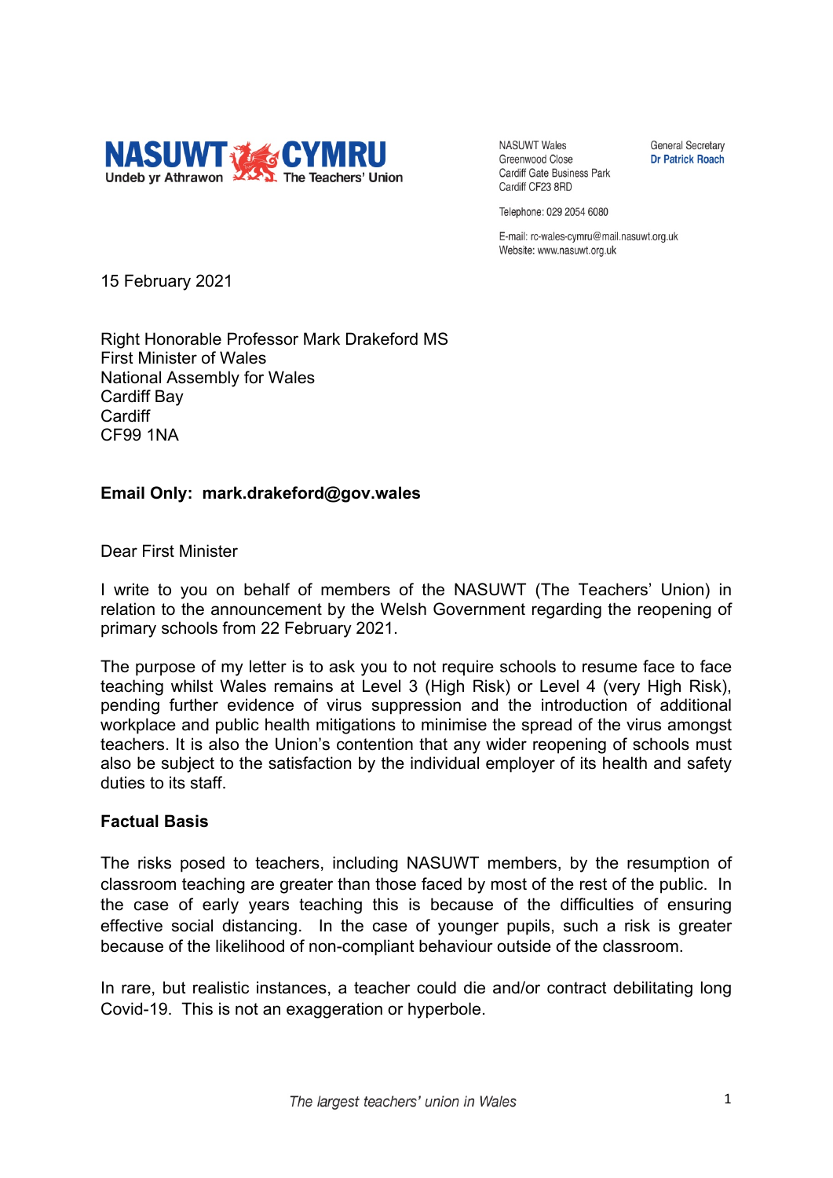**NASUWT CYMRU**
Undeb yr Athrawon — The Teachers' Union

NASUWT Wales
Greenwood Close
Cardiff Gate Business Park
Cardiff CF23 8RD

General Secretary
Dr Patrick Roach

Telephone: 029 2054 6080

E-mail: rc-wales-cymru@mail.nasuwt.org.uk
Website: www.nasuwt.org.uk

15 February 2021

Right Honorable Professor Mark Drakeford MS
First Minister of Wales
National Assembly for Wales
Cardiff Bay
Cardiff
CF99 1NA

**Email Only: mark.drakeford@gov.wales**

Dear First Minister

I write to you on behalf of members of the NASUWT (The Teachers' Union) in relation to the announcement by the Welsh Government regarding the reopening of primary schools from 22 February 2021.

The purpose of my letter is to ask you to not require schools to resume face to face teaching whilst Wales remains at Level 3 (High Risk) or Level 4 (very High Risk), pending further evidence of virus suppression and the introduction of additional workplace and public health mitigations to minimise the spread of the virus amongst teachers. It is also the Union's contention that any wider reopening of schools must also be subject to the satisfaction by the individual employer of its health and safety duties to its staff.

**Factual Basis**

The risks posed to teachers, including NASUWT members, by the resumption of classroom teaching are greater than those faced by most of the rest of the public. In the case of early years teaching this is because of the difficulties of ensuring effective social distancing. In the case of younger pupils, such a risk is greater because of the likelihood of non-compliant behaviour outside of the classroom.

In rare, but realistic instances, a teacher could die and/or contract debilitating long Covid-19. This is not an exaggeration or hyperbole.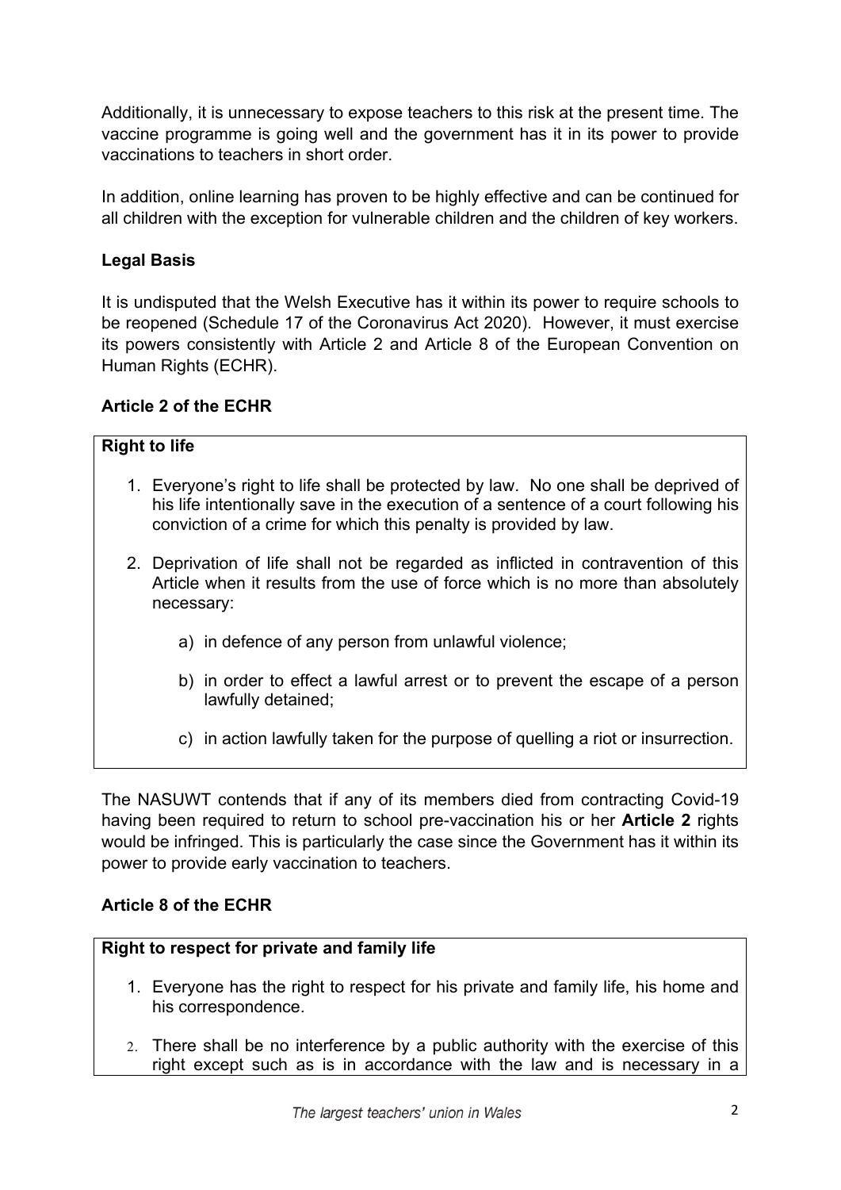Additionally, it is unnecessary to expose teachers to this risk at the present time. The vaccine programme is going well and the government has it in its power to provide vaccinations to teachers in short order.

In addition, online learning has proven to be highly effective and can be continued for all children with the exception for vulnerable children and the children of key workers.

**Legal Basis**

It is undisputed that the Welsh Executive has it within its power to require schools to be reopened (Schedule 17 of the Coronavirus Act 2020). However, it must exercise its powers consistently with Article 2 and Article 8 of the European Convention on Human Rights (ECHR).

**Article 2 of the ECHR**

> **Right to life**
>
> 1. Everyone's right to life shall be protected by law. No one shall be deprived of his life intentionally save in the execution of a sentence of a court following his conviction of a crime for which this penalty is provided by law.
>
> 2. Deprivation of life shall not be regarded as inflicted in contravention of this Article when it results from the use of force which is no more than absolutely necessary:
>
>     a) in defence of any person from unlawful violence;
>
>     b) in order to effect a lawful arrest or to prevent the escape of a person lawfully detained;
>
>     c) in action lawfully taken for the purpose of quelling a riot or insurrection.

The NASUWT contends that if any of its members died from contracting Covid-19 having been required to return to school pre-vaccination his or her **Article 2** rights would be infringed. This is particularly the case since the Government has it within its power to provide early vaccination to teachers.

**Article 8 of the ECHR**

> **Right to respect for private and family life**
>
> 1. Everyone has the right to respect for his private and family life, his home and his correspondence.
>
> 2. There shall be no interference by a public authority with the exercise of this right except such as is in accordance with the law and is necessary in a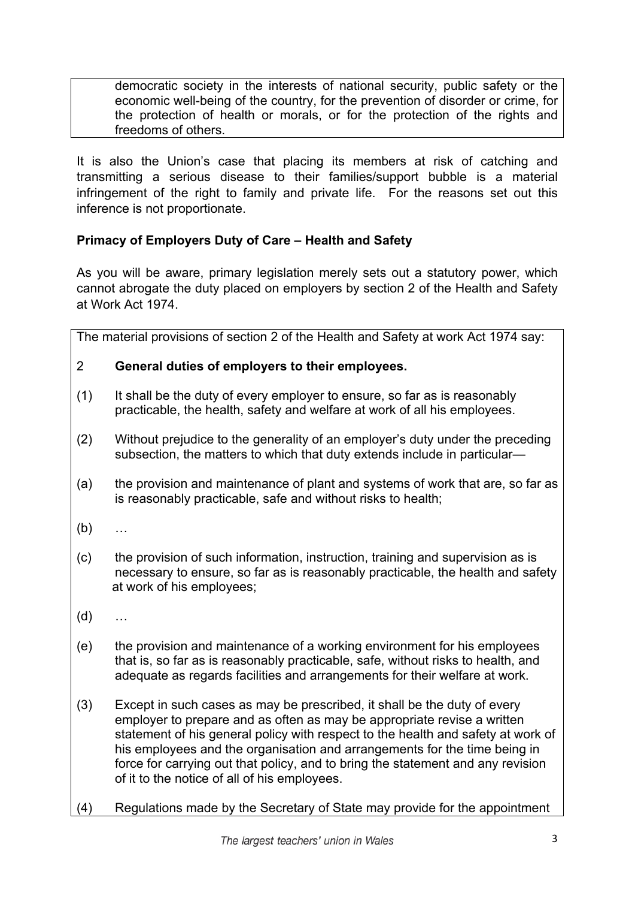democratic society in the interests of national security, public safety or the economic well-being of the country, for the prevention of disorder or crime, for the protection of health or morals, or for the protection of the rights and freedoms of others.

It is also the Union's case that placing its members at risk of catching and transmitting a serious disease to their families/support bubble is a material infringement of the right to family and private life. For the reasons set out this inference is not proportionate.

**Primacy of Employers Duty of Care – Health and Safety**

As you will be aware, primary legislation merely sets out a statutory power, which cannot abrogate the duty placed on employers by section 2 of the Health and Safety at Work Act 1974.

The material provisions of section 2 of the Health and Safety at work Act 1974 say:

2 **General duties of employers to their employees.**

(1) It shall be the duty of every employer to ensure, so far as is reasonably practicable, the health, safety and welfare at work of all his employees.

(2) Without prejudice to the generality of an employer's duty under the preceding subsection, the matters to which that duty extends include in particular—

(a) the provision and maintenance of plant and systems of work that are, so far as is reasonably practicable, safe and without risks to health;

(b) …

(c) the provision of such information, instruction, training and supervision as is necessary to ensure, so far as is reasonably practicable, the health and safety at work of his employees;

(d) …

(e) the provision and maintenance of a working environment for his employees that is, so far as is reasonably practicable, safe, without risks to health, and adequate as regards facilities and arrangements for their welfare at work.

(3) Except in such cases as may be prescribed, it shall be the duty of every employer to prepare and as often as may be appropriate revise a written statement of his general policy with respect to the health and safety at work of his employees and the organisation and arrangements for the time being in force for carrying out that policy, and to bring the statement and any revision of it to the notice of all of his employees.

(4) Regulations made by the Secretary of State may provide for the appointment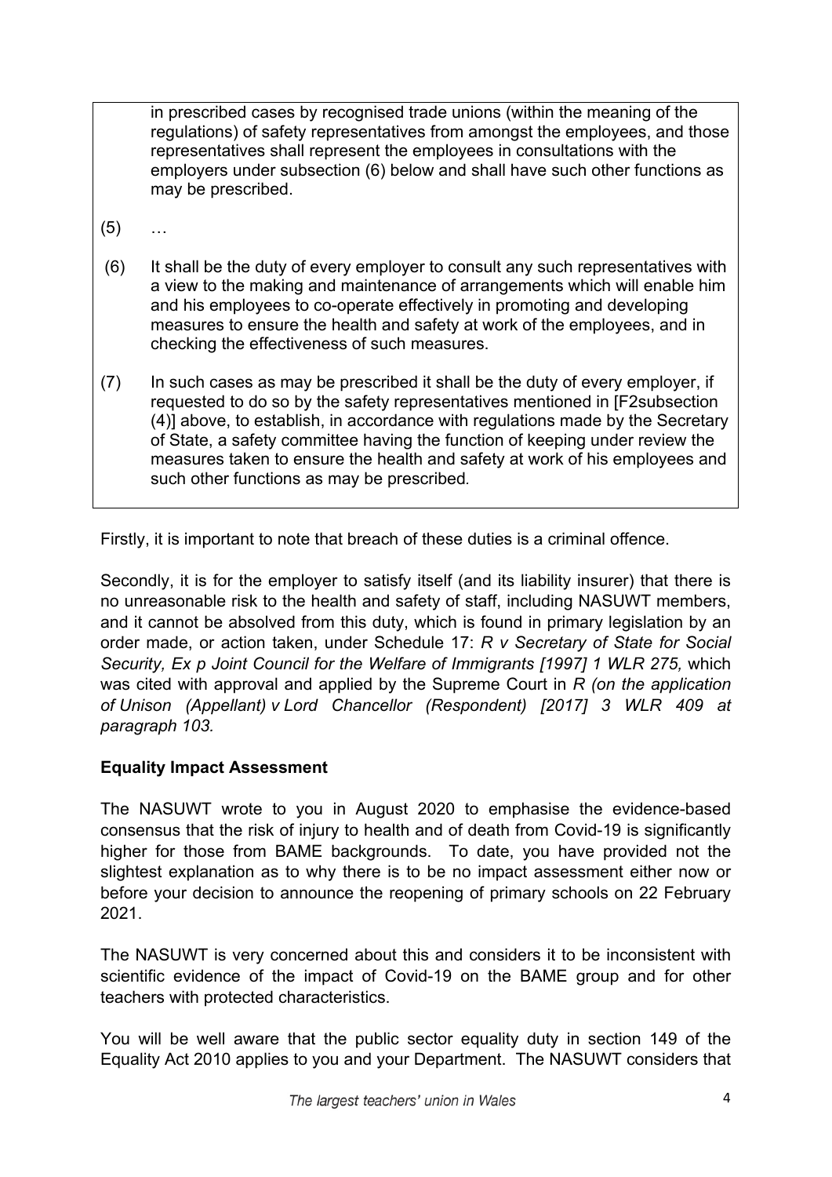> in prescribed cases by recognised trade unions (within the meaning of the regulations) of safety representatives from amongst the employees, and those representatives shall represent the employees in consultations with the employers under subsection (6) below and shall have such other functions as may be prescribed.
>
> (5) …
>
> (6) It shall be the duty of every employer to consult any such representatives with a view to the making and maintenance of arrangements which will enable him and his employees to co-operate effectively in promoting and developing measures to ensure the health and safety at work of the employees, and in checking the effectiveness of such measures.
>
> (7) In such cases as may be prescribed it shall be the duty of every employer, if requested to do so by the safety representatives mentioned in [F2subsection (4)] above, to establish, in accordance with regulations made by the Secretary of State, a safety committee having the function of keeping under review the measures taken to ensure the health and safety at work of his employees and such other functions as may be prescribed.

Firstly, it is important to note that breach of these duties is a criminal offence.

Secondly, it is for the employer to satisfy itself (and its liability insurer) that there is no unreasonable risk to the health and safety of staff, including NASUWT members, and it cannot be absolved from this duty, which is found in primary legislation by an order made, or action taken, under Schedule 17: *R v Secretary of State for Social Security, Ex p Joint Council for the Welfare of Immigrants [1997] 1 WLR 275,* which was cited with approval and applied by the Supreme Court in *R (on the application of Unison (Appellant) v Lord Chancellor (Respondent) [2017] 3 WLR 409 at paragraph 103.*

**Equality Impact Assessment**

The NASUWT wrote to you in August 2020 to emphasise the evidence-based consensus that the risk of injury to health and of death from Covid-19 is significantly higher for those from BAME backgrounds. To date, you have provided not the slightest explanation as to why there is to be no impact assessment either now or before your decision to announce the reopening of primary schools on 22 February 2021.

The NASUWT is very concerned about this and considers it to be inconsistent with scientific evidence of the impact of Covid-19 on the BAME group and for other teachers with protected characteristics.

You will be well aware that the public sector equality duty in section 149 of the Equality Act 2010 applies to you and your Department. The NASUWT considers that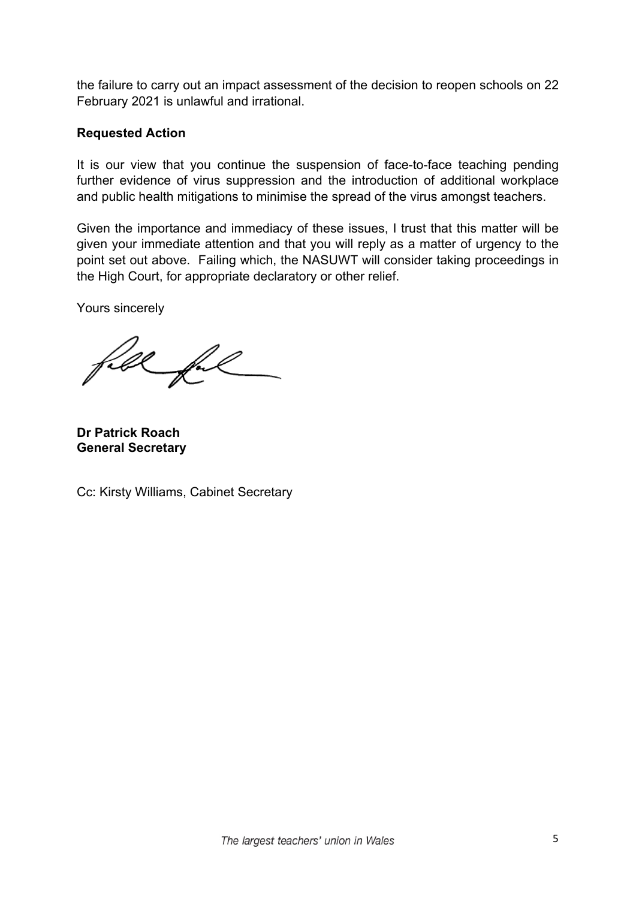the failure to carry out an impact assessment of the decision to reopen schools on 22 February 2021 is unlawful and irrational.

**Requested Action**

It is our view that you continue the suspension of face-to-face teaching pending further evidence of virus suppression and the introduction of additional workplace and public health mitigations to minimise the spread of the virus amongst teachers.

Given the importance and immediacy of these issues, I trust that this matter will be given your immediate attention and that you will reply as a matter of urgency to the point set out above. Failing which, the NASUWT will consider taking proceedings in the High Court, for appropriate declaratory or other relief.

Yours sincerely

**Dr Patrick Roach**
**General Secretary**

Cc: Kirsty Williams, Cabinet Secretary

*The largest teachers' union in Wales*